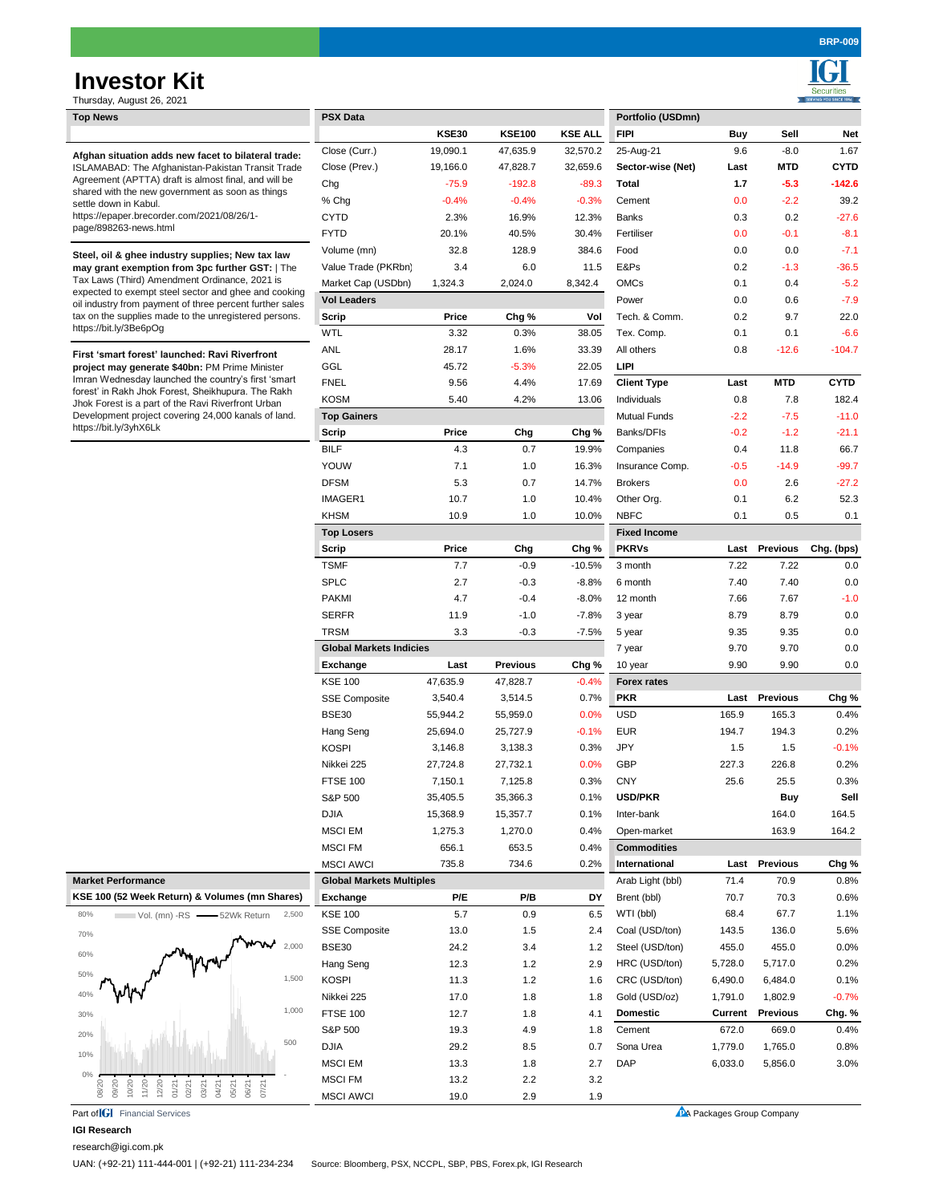# Investor Kit

Thursday, August 26, 2021

BRP-009

## Top News

**Afghan situation adds new facet to bilateral trade:** ISLAMABAD: The Afghanistan-Pakistan Transit Trade Agreement (APTTA) draft is almost final, and will be shared with the new government as soon as things settle down in Kabul.
https://epaper.brecorder.com/2021/08/26/1-page/898263-news.html

**Steel, oil & ghee industry supplies; New tax law may grant exemption from 3pc further GST:** | The Tax Laws (Third) Amendment Ordinance, 2021 is expected to exempt steel sector and ghee and cooking oil industry from payment of three percent further sales tax on the supplies made to the unregistered persons.
https://bit.ly/3Be6pOg

**First 'smart forest' launched: Ravi Riverfront project may generate $40bn:** PM Prime Minister Imran Wednesday launched the country's first 'smart forest' in Rakh Jhok Forest, Sheikhupura. The Rakh Jhok Forest is a part of the Ravi Riverfront Urban Development project covering 24,000 kanals of land.
https://bit.ly/3yhX6Lk

## PSX Data

| | KSE30 | KSE100 | KSE ALL |
|---|---|---|---|
| Close (Curr.) | 19,090.1 | 47,635.9 | 32,570.2 |
| Close (Prev.) | 19,166.0 | 47,828.7 | 32,659.6 |
| Chg | -75.9 | -192.8 | -89.3 |
| % Chg | -0.4% | -0.4% | -0.3% |
| CYTD | 2.3% | 16.9% | 12.3% |
| FYTD | 20.1% | 40.5% | 30.4% |
| Volume (mn) | 32.8 | 128.9 | 384.6 |
| Value Trade (PKRbn) | 3.4 | 6.0 | 11.5 |
| Market Cap (USDbn) | 1,324.3 | 2,024.0 | 8,342.4 |

### Vol Leaders

| Scrip | Price | Chg % | Vol |
|---|---|---|---|
| WTL | 3.32 | 0.3% | 38.05 |
| ANL | 28.17 | 1.6% | 33.39 |
| GGL | 45.72 | -5.3% | 22.05 |
| FNEL | 9.56 | 4.4% | 17.69 |
| KOSM | 5.40 | 4.2% | 13.06 |

### Top Gainers

| Scrip | Price | Chg | Chg % |
|---|---|---|---|
| BILF | 4.3 | 0.7 | 19.9% |
| YOUW | 7.1 | 1.0 | 16.3% |
| DFSM | 5.3 | 0.7 | 14.7% |
| IMAGER1 | 10.7 | 1.0 | 10.4% |
| KHSM | 10.9 | 1.0 | 10.0% |

### Top Losers

| Scrip | Price | Chg | Chg % |
|---|---|---|---|
| TSMF | 7.7 | -0.9 | -10.5% |
| SPLC | 2.7 | -0.3 | -8.8% |
| PAKMI | 4.7 | -0.4 | -8.0% |
| SERFR | 11.9 | -1.0 | -7.8% |
| TRSM | 3.3 | -0.3 | -7.5% |

### Global Markets Indicies

| Exchange | Last | Previous | Chg % |
|---|---|---|---|
| KSE 100 | 47,635.9 | 47,828.7 | -0.4% |
| SSE Composite | 3,540.4 | 3,514.5 | 0.7% |
| BSE30 | 55,944.2 | 55,959.0 | 0.0% |
| Hang Seng | 25,694.0 | 25,727.9 | -0.1% |
| KOSPI | 3,146.8 | 3,138.3 | 0.3% |
| Nikkei 225 | 27,724.8 | 27,732.1 | 0.0% |
| FTSE 100 | 7,150.1 | 7,125.8 | 0.3% |
| S&P 500 | 35,405.5 | 35,366.3 | 0.1% |
| DJIA | 15,368.9 | 15,357.7 | 0.1% |
| MSCI EM | 1,275.3 | 1,270.0 | 0.4% |
| MSCI FM | 656.1 | 653.5 | 0.4% |
| MSCI AWCI | 735.8 | 734.6 | 0.2% |

### Global Markets Multiples

| Exchange | P/E | P/B | DY |
|---|---|---|---|
| KSE 100 | 5.7 | 0.9 | 6.5 |
| SSE Composite | 13.0 | 1.5 | 2.4 |
| BSE30 | 24.2 | 3.4 | 1.2 |
| Hang Seng | 12.3 | 1.2 | 2.9 |
| KOSPI | 11.3 | 1.2 | 1.6 |
| Nikkei 225 | 17.0 | 1.8 | 1.8 |
| FTSE 100 | 12.7 | 1.8 | 4.1 |
| S&P 500 | 19.3 | 4.9 | 1.8 |
| DJIA | 29.2 | 8.5 | 0.7 |
| MSCI EM | 13.3 | 1.8 | 2.7 |
| MSCI FM | 13.2 | 2.2 | 3.2 |
| MSCI AWCI | 19.0 | 2.9 | 1.9 |

## Portfolio (USDmn)

| FIPI | Buy | Sell | Net |
|---|---|---|---|
| 25-Aug-21 | 9.6 | -8.0 | 1.67 |

| Sector-wise (Net) | Last | MTD | CYTD |
|---|---|---|---|
| Total | 1.7 | -5.3 | -142.6 |
| Cement | 0.0 | -2.2 | 39.2 |
| Banks | 0.3 | 0.2 | -27.6 |
| Fertiliser | 0.0 | -0.1 | -8.1 |
| Food | 0.0 | 0.0 | -7.1 |
| E&Ps | 0.2 | -1.3 | -36.5 |
| OMCs | 0.1 | 0.4 | -5.2 |
| Power | 0.0 | 0.6 | -7.9 |
| Tech. & Comm. | 0.2 | 9.7 | 22.0 |
| Tex. Comp. | 0.1 | 0.1 | -6.6 |
| All others | 0.8 | -12.6 | -104.7 |

### LIPI

| Client Type | Last | MTD | CYTD |
|---|---|---|---|
| Individuals | 0.8 | 7.8 | 182.4 |
| Mutual Funds | -2.2 | -7.5 | -11.0 |
| Banks/DFIs | -0.2 | -1.2 | -21.1 |
| Companies | 0.4 | 11.8 | 66.7 |
| Insurance Comp. | -0.5 | -14.9 | -99.7 |
| Brokers | 0.0 | 2.6 | -27.2 |
| Other Org. | 0.1 | 6.2 | 52.3 |
| NBFC | 0.1 | 0.5 | 0.1 |

### Fixed Income

| PKRVs | Last | Previous | Chg. (bps) |
|---|---|---|---|
| 3 month | 7.22 | 7.22 | 0.0 |
| 6 month | 7.40 | 7.40 | 0.0 |
| 12 month | 7.66 | 7.67 | -1.0 |
| 3 year | 8.79 | 8.79 | 0.0 |
| 5 year | 9.35 | 9.35 | 0.0 |
| 7 year | 9.70 | 9.70 | 0.0 |
| 10 year | 9.90 | 9.90 | 0.0 |

### Forex rates

| PKR | Last | Previous | Chg % |
|---|---|---|---|
| USD | 165.9 | 165.3 | 0.4% |
| EUR | 194.7 | 194.3 | 0.2% |
| JPY | 1.5 | 1.5 | -0.1% |
| GBP | 227.3 | 226.8 | 0.2% |
| CNY | 25.6 | 25.5 | 0.3% |

| USD/PKR | Buy | Sell |
|---|---|---|
| Inter-bank | 164.0 | 164.5 |
| Open-market | 163.9 | 164.2 |

### Commodities

| International | Last | Previous | Chg % |
|---|---|---|---|
| Arab Light (bbl) | 71.4 | 70.9 | 0.8% |
| Brent (bbl) | 70.7 | 70.3 | 0.6% |
| WTI (bbl) | 68.4 | 67.7 | 1.1% |
| Coal (USD/ton) | 143.5 | 136.0 | 5.6% |
| Steel (USD/ton) | 455.0 | 455.0 | 0.0% |
| HRC (USD/ton) | 5,728.0 | 5,717.0 | 0.2% |
| CRC (USD/ton) | 6,490.0 | 6,484.0 | 0.1% |
| Gold (USD/oz) | 1,791.0 | 1,802.9 | -0.7% |

| Domestic | Current | Previous | Chg. % |
|---|---|---|---|
| Cement | 672.0 | 669.0 | 0.4% |
| Sona Urea | 1,779.0 | 1,765.0 | 0.8% |
| DAP | 6,033.0 | 5,856.0 | 3.0% |

## Market Performance

KSE 100 (52 Week Return) & Volumes (mn Shares)

Part of IGI Financial Services

A Packages Group Company

**IGI Research**

research@igi.com.pk

UAN: (+92-21) 111-444-001 | (+92-21) 111-234-234

Source: Bloomberg, PSX, NCCPL, SBP, PBS, Forex.pk, IGI Research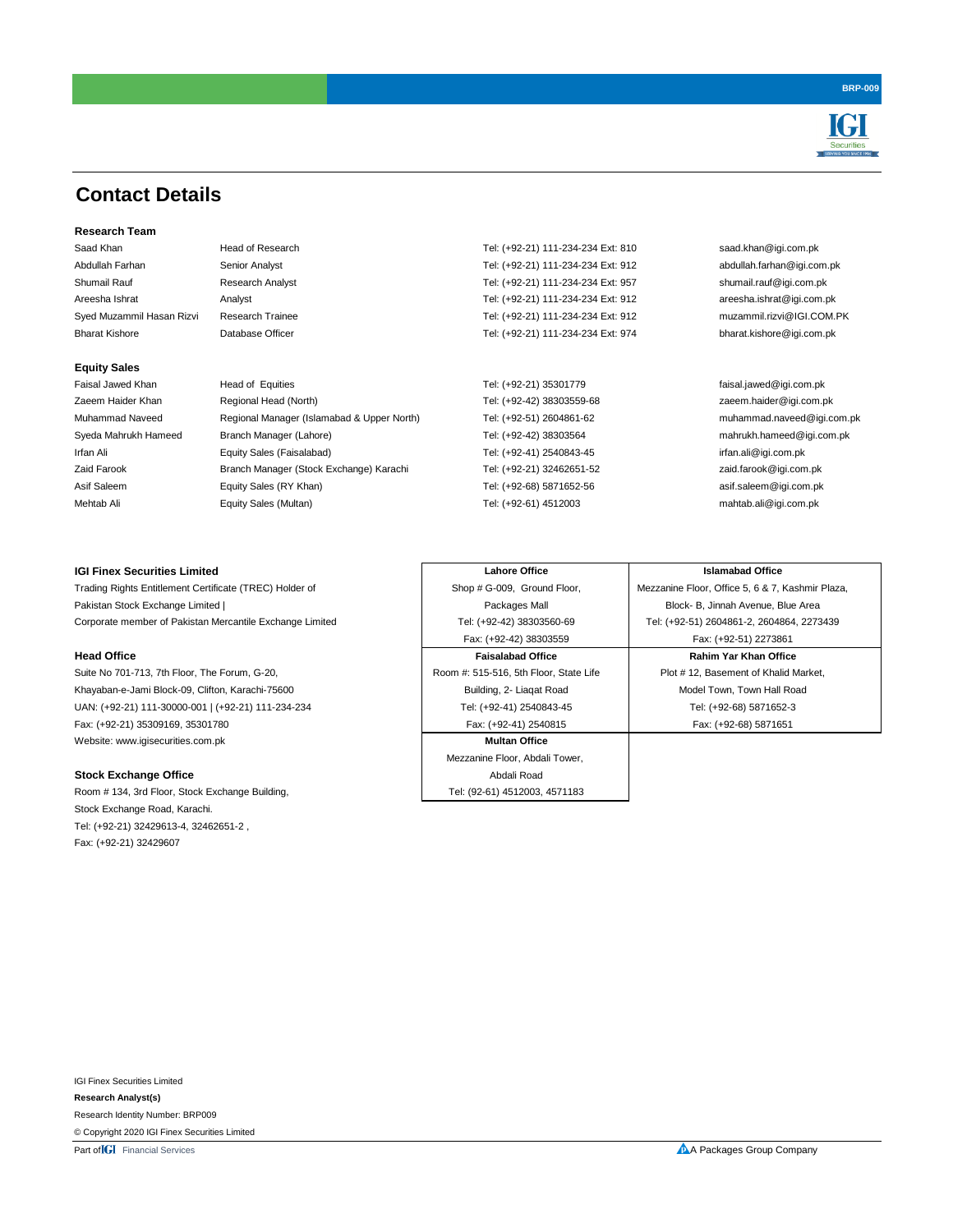## Contact Details

### Research Team

| | | | |
|---|---|---|---|
| Saad Khan | Head of Research | Tel: (+92-21) 111-234-234 Ext: 810 | saad.khan@igi.com.pk |
| Abdullah Farhan | Senior Analyst | Tel: (+92-21) 111-234-234 Ext: 912 | abdullah.farhan@igi.com.pk |
| Shumail Rauf | Research Analyst | Tel: (+92-21) 111-234-234 Ext: 957 | shumail.rauf@igi.com.pk |
| Areesha Ishrat | Analyst | Tel: (+92-21) 111-234-234 Ext: 912 | areesha.ishrat@igi.com.pk |
| Syed Muzammil Hasan Rizvi | Research Trainee | Tel: (+92-21) 111-234-234 Ext: 912 | muzammil.rizvi@IGI.COM.PK |
| Bharat Kishore | Database Officer | Tel: (+92-21) 111-234-234 Ext: 974 | bharat.kishore@igi.com.pk |

### Equity Sales

| | | | |
|---|---|---|---|
| Faisal Jawed Khan | Head of Equities | Tel: (+92-21) 35301779 | faisal.jawed@igi.com.pk |
| Zaeem Haider Khan | Regional Head (North) | Tel: (+92-42) 38303559-68 | zaeem.haider@igi.com.pk |
| Muhammad Naveed | Regional Manager (Islamabad & Upper North) | Tel: (+92-51) 2604861-62 | muhammad.naveed@igi.com.pk |
| Syeda Mahrukh Hameed | Branch Manager (Lahore) | Tel: (+92-42) 38303564 | mahrukh.hameed@igi.com.pk |
| Irfan Ali | Equity Sales (Faisalabad) | Tel: (+92-41) 2540843-45 | irfan.ali@igi.com.pk |
| Zaid Farook | Branch Manager (Stock Exchange) Karachi | Tel: (+92-21) 32462651-52 | zaid.farook@igi.com.pk |
| Asif Saleem | Equity Sales (RY Khan) | Tel: (+92-68) 5871652-56 | asif.saleem@igi.com.pk |
| Mehtab Ali | Equity Sales (Multan) | Tel: (+92-61) 4512003 | mahtab.ali@igi.com.pk |

**IGI Finex Securities Limited**
Trading Rights Entitlement Certificate (TREC) Holder of
Pakistan Stock Exchange Limited |
Corporate member of Pakistan Mercantile Exchange Limited

**Head Office**
Suite No 701-713, 7th Floor, The Forum, G-20,
Khayaban-e-Jami Block-09, Clifton, Karachi-75600
UAN: (+92-21) 111-30000-001 | (+92-21) 111-234-234
Fax: (+92-21) 35309169, 35301780
Website: www.igisecurities.com.pk

**Stock Exchange Office**
Room # 134, 3rd Floor, Stock Exchange Building,
Stock Exchange Road, Karachi.
Tel: (+92-21) 32429613-4, 32462651-2 ,
Fax: (+92-21) 32429607

| Lahore Office | Islamabad Office |
|---|---|
| Shop # G-009, Ground Floor, Packages Mall<br>Tel: (+92-42) 38303560-69<br>Fax: (+92-42) 38303559 | Mezzanine Floor, Office 5, 6 & 7, Kashmir Plaza, Block- B, Jinnah Avenue, Blue Area<br>Tel: (+92-51) 2604861-2, 2604864, 2273439<br>Fax: (+92-51) 2273861 |
| **Faisalabad Office** | **Rahim Yar Khan Office** |
| Room #: 515-516, 5th Floor, State Life Building, 2- Liaqat Road<br>Tel: (+92-41) 2540843-45<br>Fax: (+92-41) 2540815 | Plot # 12, Basement of Khalid Market, Model Town, Town Hall Road<br>Tel: (+92-68) 5871652-3<br>Fax: (+92-68) 5871651 |
| **Multan Office** | |
| Mezzanine Floor, Abdali Tower, Abdali Road<br>Tel: (92-61) 4512003, 4571183 | |

IGI Finex Securities Limited
**Research Analyst(s)**
Research Identity Number: BRP009
© Copyright 2020 IGI Finex Securities Limited